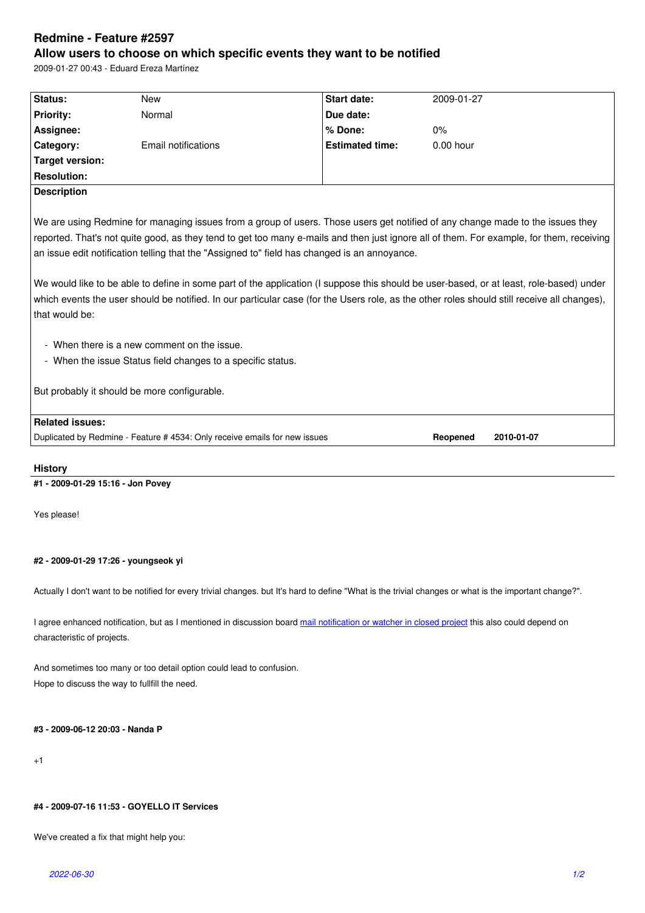# Redmine - Feature #2597

## Allow users to choose on which specific events they want to be notified

2009-01-27 00:43 - Eduard Ereza Martínez

| | | | |
|---|---|---|---|
| **Status:** | New | **Start date:** | 2009-01-27 |
| **Priority:** | Normal | **Due date:** | |
| **Assignee:** | | **% Done:** | 0% |
| **Category:** | Email notifications | **Estimated time:** | 0.00 hour |
| **Target version:** | | | |
| **Resolution:** | | | |

**Description**

We are using Redmine for managing issues from a group of users. Those users get notified of any change made to the issues they reported. That's not quite good, as they tend to get too many e-mails and then just ignore all of them. For example, for them, receiving an issue edit notification telling that the "Assigned to" field has changed is an annoyance.

We would like to be able to define in some part of the application (I suppose this should be user-based, or at least, role-based) under which events the user should be notified. In our particular case (for the Users role, as the other roles should still receive all changes), that would be:

- When there is a new comment on the issue.
- When the issue Status field changes to a specific status.

But probably it should be more configurable.

**Related issues:**

| | | |
|---|---|---|
| Duplicated by Redmine - Feature # 4534: Only receive emails for new issues | **Reopened** | **2010-01-07** |

## History

#### #1 - 2009-01-29 15:16 - Jon Povey

Yes please!

#### #2 - 2009-01-29 17:26 - youngseok yi

Actually I don't want to be notified for every trivial changes. but It's hard to define "What is the trivial changes or what is the important change?".

I agree enhanced notification, but as I mentioned in discussion board mail notification or watcher in closed project this also could depend on characteristic of projects.

And sometimes too many or too detail option could lead to confusion.
Hope to discuss the way to fullfill the need.

#### #3 - 2009-06-12 20:03 - Nanda P

+1

#### #4 - 2009-07-16 11:53 - GOYELLO IT Services

We've created a fix that might help you: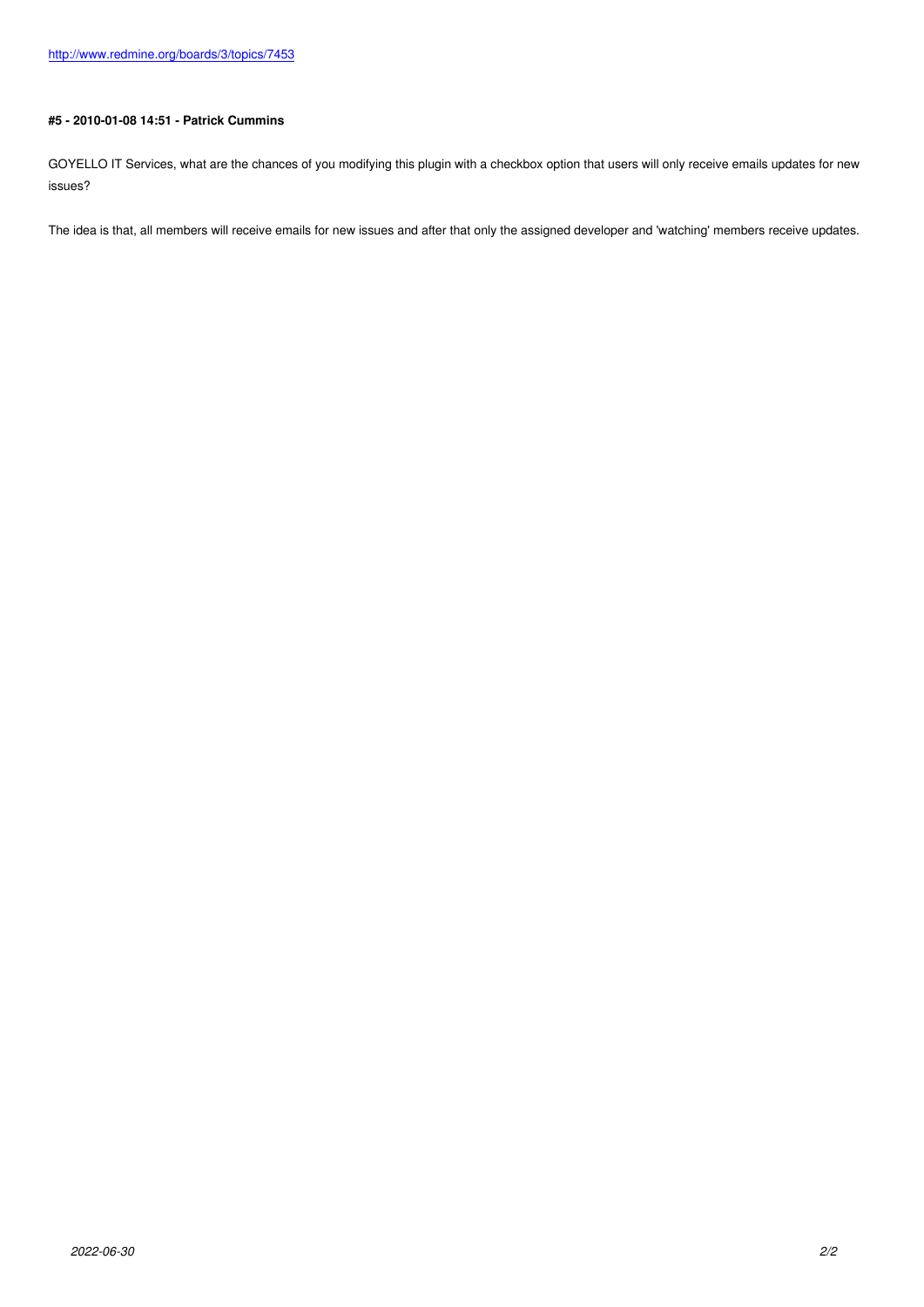**#5 - 2010-01-08 14:51 - Patrick Cummins**

GOYELLO IT Services, what are the chances of you modifying this plugin with a checkbox option that users will only receive emails updates for new issues?

The idea is that, all members will receive emails for new issues and after that only the assigned developer and 'watching' members receive updates.